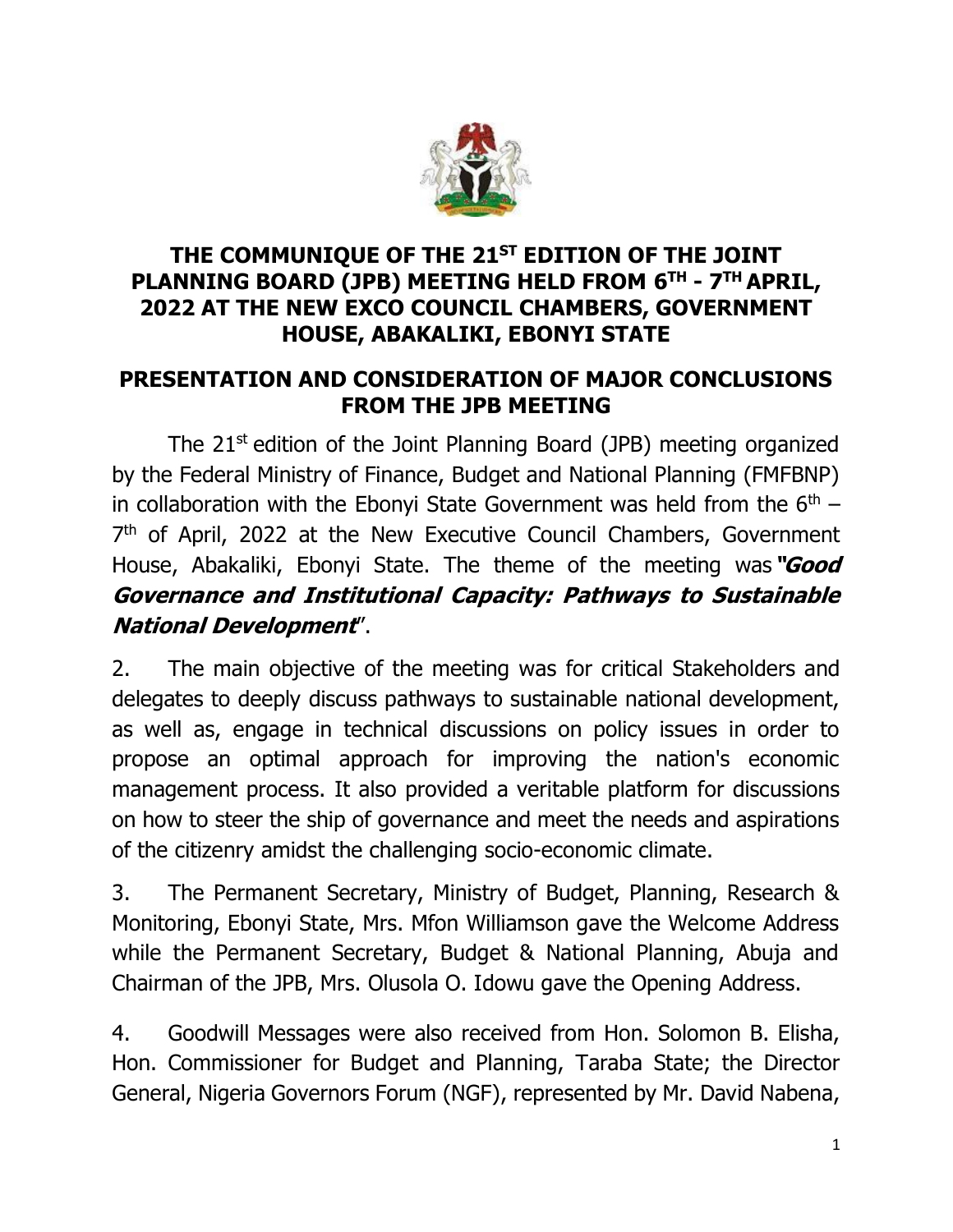# THE COMMUNIQUE OF THE 21ST EDITION OF THE JOINT PLANNING BOARD (JPB) MEETING HELD FROM 6TH - 7TH APRIL, 2022 AT THE NEW EXCO COUNCIL CHAMBERS, GOVERNMENT HOUSE, ABAKALIKI, EBONYI STATE

## PRESENTATION AND CONSIDERATION OF MAJOR CONCLUSIONS FROM THE JPB MEETING

The 21st edition of the Joint Planning Board (JPB) meeting organized by the Federal Ministry of Finance, Budget and National Planning (FMFBNP) in collaboration with the Ebonyi State Government was held from the 6th – 7th of April, 2022 at the New Executive Council Chambers, Government House, Abakaliki, Ebonyi State. The theme of the meeting was ***"Good Governance and Institutional Capacity: Pathways to Sustainable National Development***".

2. The main objective of the meeting was for critical Stakeholders and delegates to deeply discuss pathways to sustainable national development, as well as, engage in technical discussions on policy issues in order to propose an optimal approach for improving the nation's economic management process. It also provided a veritable platform for discussions on how to steer the ship of governance and meet the needs and aspirations of the citizenry amidst the challenging socio-economic climate.

3. The Permanent Secretary, Ministry of Budget, Planning, Research & Monitoring, Ebonyi State, Mrs. Mfon Williamson gave the Welcome Address while the Permanent Secretary, Budget & National Planning, Abuja and Chairman of the JPB, Mrs. Olusola O. Idowu gave the Opening Address.

4. Goodwill Messages were also received from Hon. Solomon B. Elisha, Hon. Commissioner for Budget and Planning, Taraba State; the Director General, Nigeria Governors Forum (NGF), represented by Mr. David Nabena,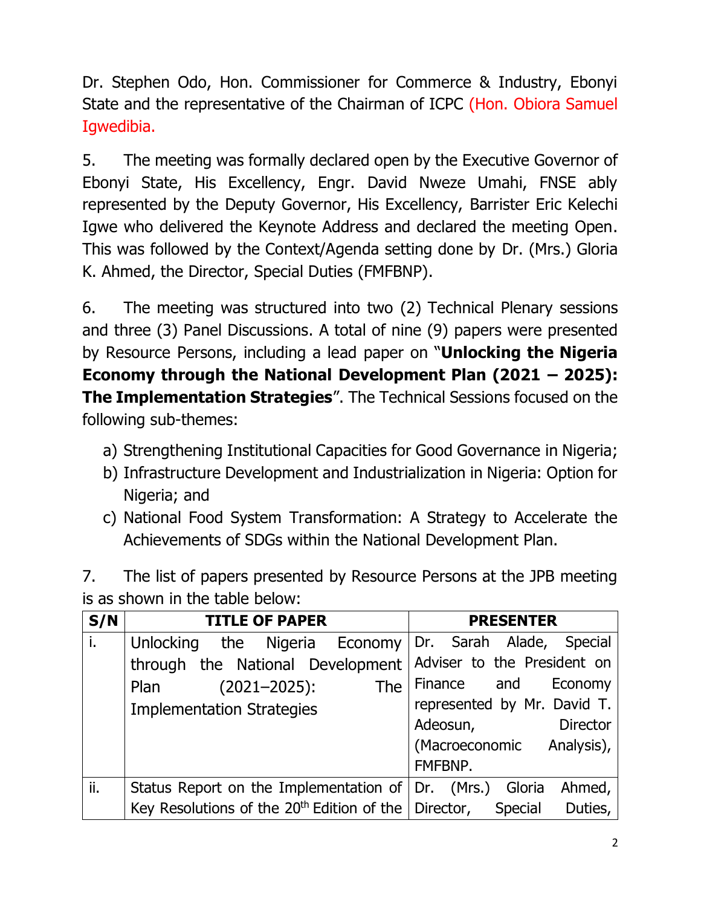Dr. Stephen Odo, Hon. Commissioner for Commerce & Industry, Ebonyi State and the representative of the Chairman of ICPC (Hon. Obiora Samuel Igwedibia.

5. The meeting was formally declared open by the Executive Governor of Ebonyi State, His Excellency, Engr. David Nweze Umahi, FNSE ably represented by the Deputy Governor, His Excellency, Barrister Eric Kelechi Igwe who delivered the Keynote Address and declared the meeting Open. This was followed by the Context/Agenda setting done by Dr. (Mrs.) Gloria K. Ahmed, the Director, Special Duties (FMFBNP).

6. The meeting was structured into two (2) Technical Plenary sessions and three (3) Panel Discussions. A total of nine (9) papers were presented by Resource Persons, including a lead paper on "**Unlocking the Nigeria Economy through the National Development Plan (2021 – 2025): The Implementation Strategies**". The Technical Sessions focused on the following sub-themes:

a) Strengthening Institutional Capacities for Good Governance in Nigeria;
b) Infrastructure Development and Industrialization in Nigeria: Option for Nigeria; and
c) National Food System Transformation: A Strategy to Accelerate the Achievements of SDGs within the National Development Plan.

7. The list of papers presented by Resource Persons at the JPB meeting is as shown in the table below:

| S/N | TITLE OF PAPER | PRESENTER |
|---|---|---|
| i. | Unlocking the Nigeria Economy through the National Development Plan (2021–2025): The Implementation Strategies | Dr. Sarah Alade, Special Adviser to the President on Finance and Economy represented by Mr. David T. Adeosun, Director (Macroeconomic Analysis), FMFBNP. |
| ii. | Status Report on the Implementation of Key Resolutions of the 20th Edition of the | Dr. (Mrs.) Gloria Ahmed, Director, Special Duties, |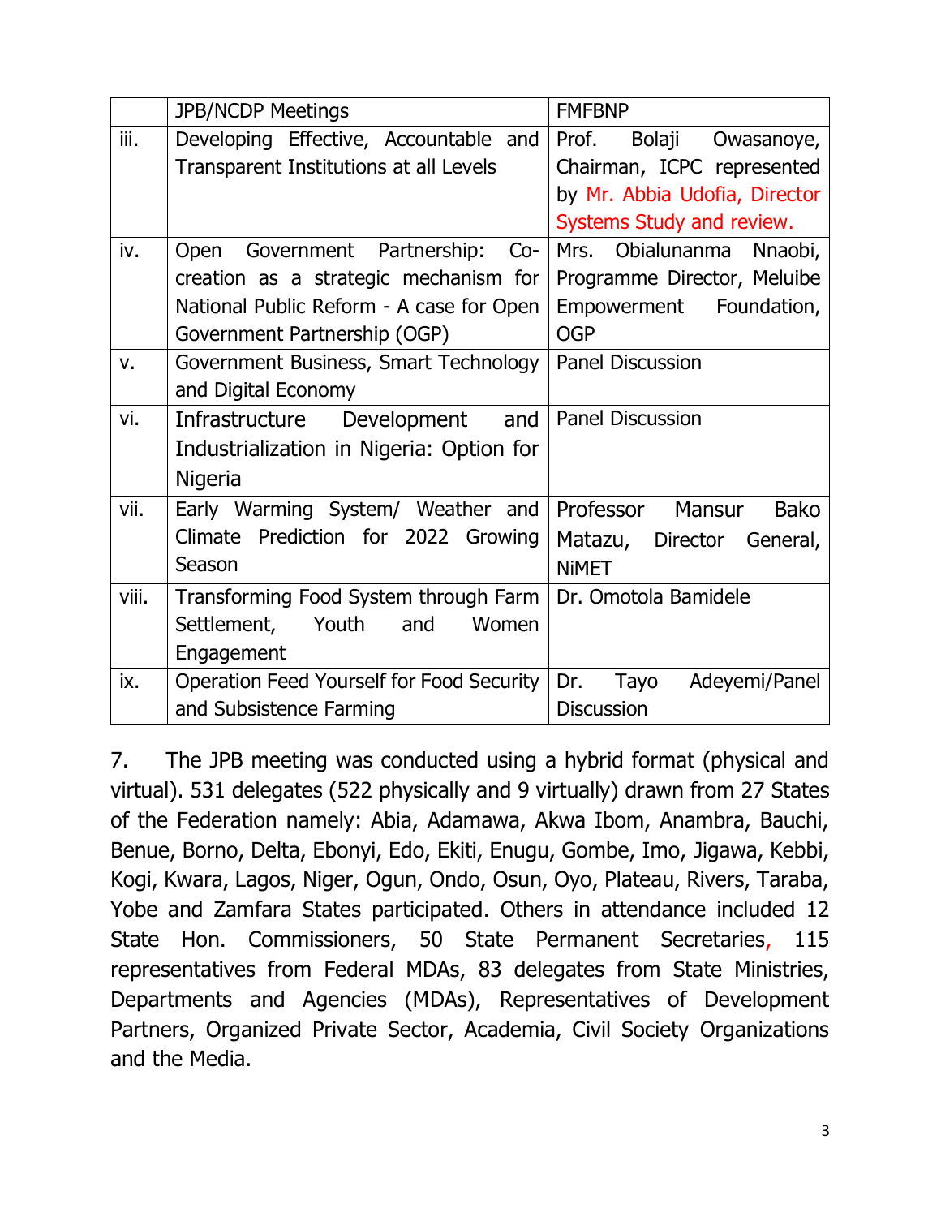| | JPB/NCDP Meetings | FMFBNP |
|---|---|---|
| iii. | Developing Effective, Accountable and Transparent Institutions at all Levels | Prof. Bolaji Owasanoye, Chairman, ICPC represented by Mr. Abbia Udofia, Director Systems Study and review. |
| iv. | Open Government Partnership: Co-creation as a strategic mechanism for National Public Reform - A case for Open Government Partnership (OGP) | Mrs. Obialunanma Nnaobi, Programme Director, Meluibe Empowerment Foundation, OGP |
| v. | Government Business, Smart Technology and Digital Economy | Panel Discussion |
| vi. | Infrastructure Development and Industrialization in Nigeria: Option for Nigeria | Panel Discussion |
| vii. | Early Warming System/ Weather and Climate Prediction for 2022 Growing Season | Professor Mansur Bako Matazu, Director General, NiMET |
| viii. | Transforming Food System through Farm Settlement, Youth and Women Engagement | Dr. Omotola Bamidele |
| ix. | Operation Feed Yourself for Food Security and Subsistence Farming | Dr. Tayo Adeyemi/Panel Discussion |

7. The JPB meeting was conducted using a hybrid format (physical and virtual). 531 delegates (522 physically and 9 virtually) drawn from 27 States of the Federation namely: Abia, Adamawa, Akwa Ibom, Anambra, Bauchi, Benue, Borno, Delta, Ebonyi, Edo, Ekiti, Enugu, Gombe, Imo, Jigawa, Kebbi, Kogi, Kwara, Lagos, Niger, Ogun, Ondo, Osun, Oyo, Plateau, Rivers, Taraba, Yobe and Zamfara States participated. Others in attendance included 12 State Hon. Commissioners, 50 State Permanent Secretaries, 115 representatives from Federal MDAs, 83 delegates from State Ministries, Departments and Agencies (MDAs), Representatives of Development Partners, Organized Private Sector, Academia, Civil Society Organizations and the Media.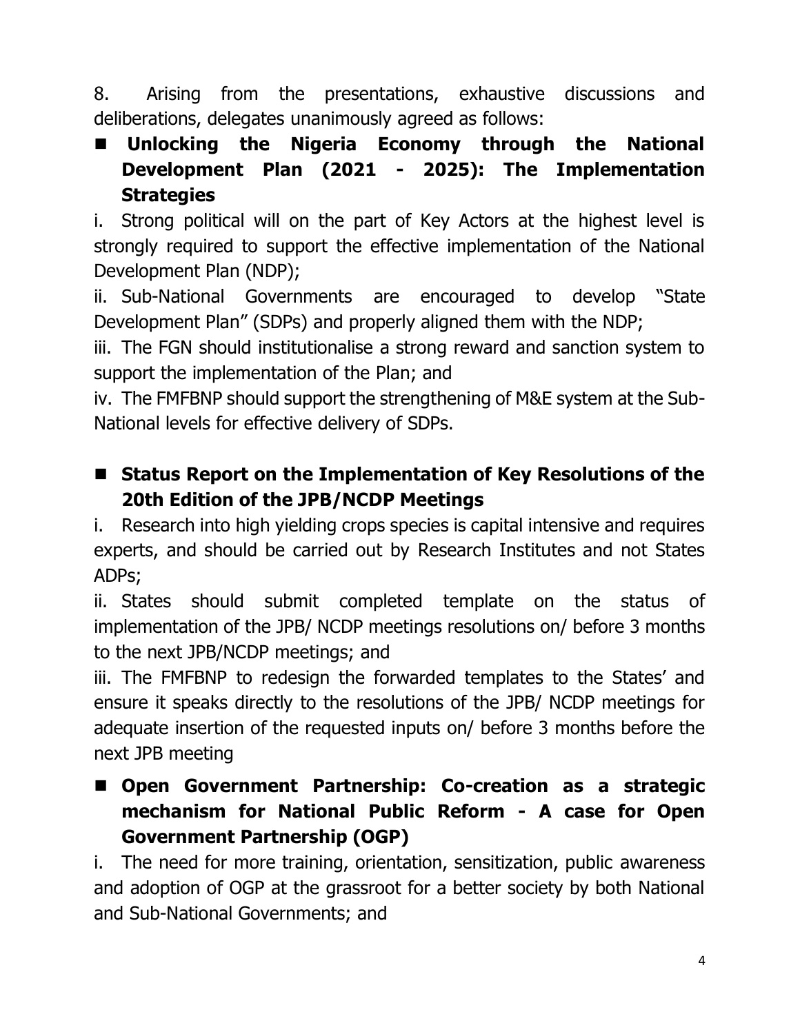8. Arising from the presentations, exhaustive discussions and deliberations, delegates unanimously agreed as follows:

- **Unlocking the Nigeria Economy through the National Development Plan (2021 - 2025): The Implementation Strategies**

i. Strong political will on the part of Key Actors at the highest level is strongly required to support the effective implementation of the National Development Plan (NDP);

ii. Sub-National Governments are encouraged to develop "State Development Plan" (SDPs) and properly aligned them with the NDP;

iii. The FGN should institutionalise a strong reward and sanction system to support the implementation of the Plan; and

iv. The FMFBNP should support the strengthening of M&E system at the Sub-National levels for effective delivery of SDPs.

- **Status Report on the Implementation of Key Resolutions of the 20th Edition of the JPB/NCDP Meetings**

i. Research into high yielding crops species is capital intensive and requires experts, and should be carried out by Research Institutes and not States ADPs;

ii. States should submit completed template on the status of implementation of the JPB/ NCDP meetings resolutions on/ before 3 months to the next JPB/NCDP meetings; and

iii. The FMFBNP to redesign the forwarded templates to the States' and ensure it speaks directly to the resolutions of the JPB/ NCDP meetings for adequate insertion of the requested inputs on/ before 3 months before the next JPB meeting

- **Open Government Partnership: Co-creation as a strategic mechanism for National Public Reform - A case for Open Government Partnership (OGP)**

i. The need for more training, orientation, sensitization, public awareness and adoption of OGP at the grassroot for a better society by both National and Sub-National Governments; and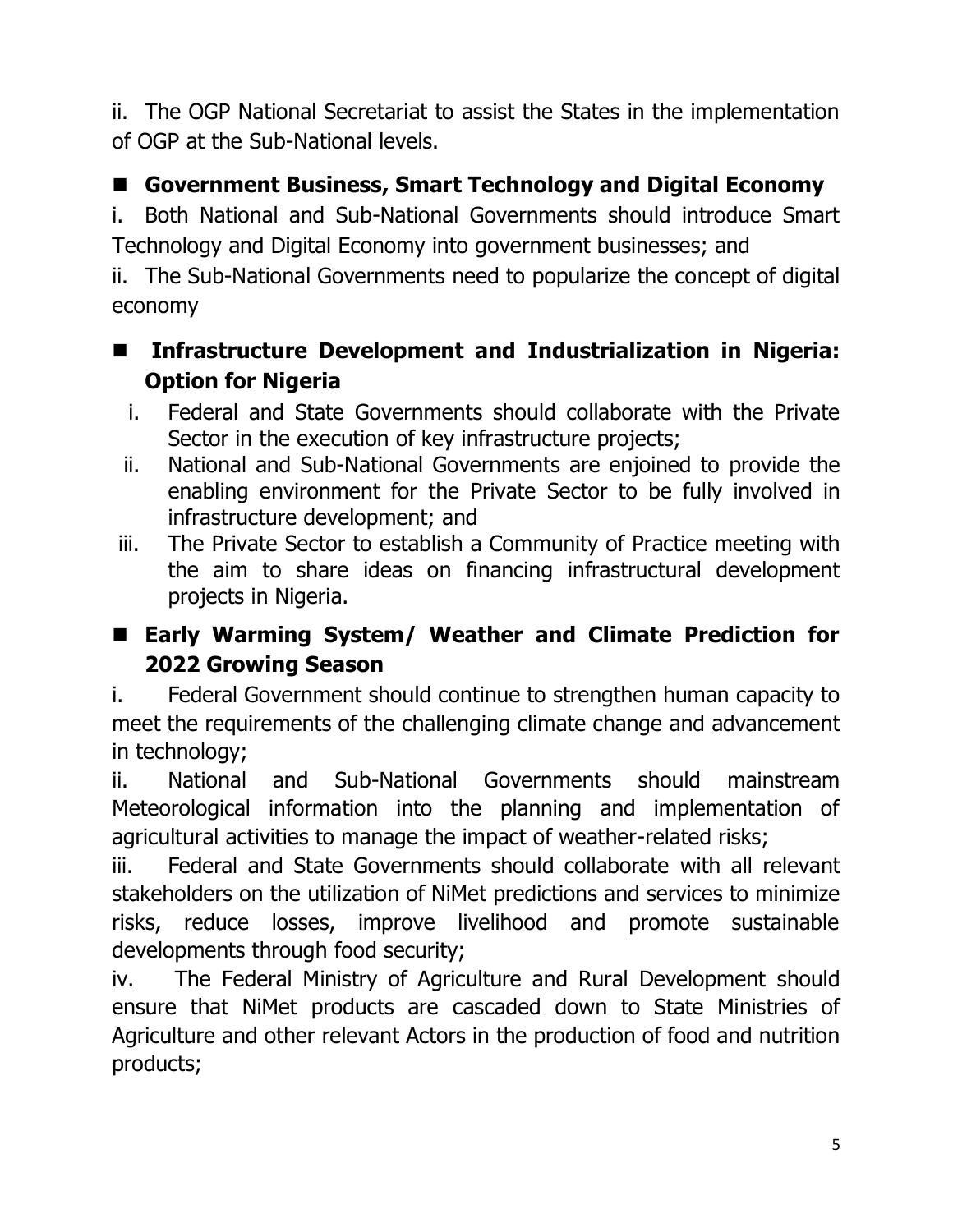ii. The OGP National Secretariat to assist the States in the implementation of OGP at the Sub-National levels.

- **Government Business, Smart Technology and Digital Economy**

i. Both National and Sub-National Governments should introduce Smart Technology and Digital Economy into government businesses; and

ii. The Sub-National Governments need to popularize the concept of digital economy

- **Infrastructure Development and Industrialization in Nigeria: Option for Nigeria**

  i. Federal and State Governments should collaborate with the Private Sector in the execution of key infrastructure projects;
  ii. National and Sub-National Governments are enjoined to provide the enabling environment for the Private Sector to be fully involved in infrastructure development; and
  iii. The Private Sector to establish a Community of Practice meeting with the aim to share ideas on financing infrastructural development projects in Nigeria.

- **Early Warming System/ Weather and Climate Prediction for 2022 Growing Season**

i. Federal Government should continue to strengthen human capacity to meet the requirements of the challenging climate change and advancement in technology;

ii. National and Sub-National Governments should mainstream Meteorological information into the planning and implementation of agricultural activities to manage the impact of weather-related risks;

iii. Federal and State Governments should collaborate with all relevant stakeholders on the utilization of NiMet predictions and services to minimize risks, reduce losses, improve livelihood and promote sustainable developments through food security;

iv. The Federal Ministry of Agriculture and Rural Development should ensure that NiMet products are cascaded down to State Ministries of Agriculture and other relevant Actors in the production of food and nutrition products;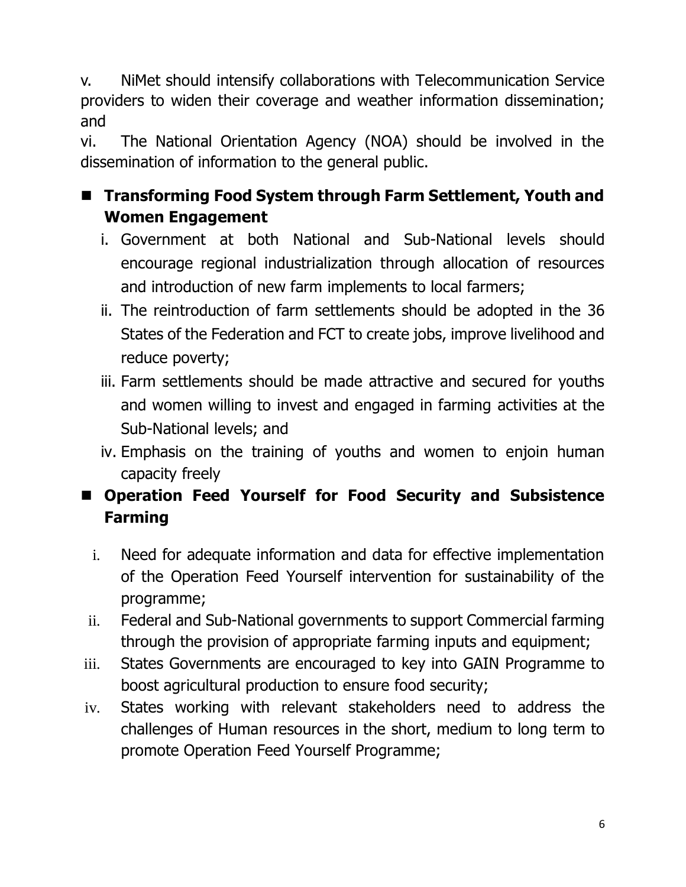v. NiMet should intensify collaborations with Telecommunication Service providers to widen their coverage and weather information dissemination; and

vi. The National Orientation Agency (NOA) should be involved in the dissemination of information to the general public.

- **Transforming Food System through Farm Settlement, Youth and Women Engagement**
  i. Government at both National and Sub-National levels should encourage regional industrialization through allocation of resources and introduction of new farm implements to local farmers;
  ii. The reintroduction of farm settlements should be adopted in the 36 States of the Federation and FCT to create jobs, improve livelihood and reduce poverty;
  iii. Farm settlements should be made attractive and secured for youths and women willing to invest and engaged in farming activities at the Sub-National levels; and
  iv. Emphasis on the training of youths and women to enjoin human capacity freely

- **Operation Feed Yourself for Food Security and Subsistence Farming**
  i. Need for adequate information and data for effective implementation of the Operation Feed Yourself intervention for sustainability of the programme;
  ii. Federal and Sub-National governments to support Commercial farming through the provision of appropriate farming inputs and equipment;
  iii. States Governments are encouraged to key into GAIN Programme to boost agricultural production to ensure food security;
  iv. States working with relevant stakeholders need to address the challenges of Human resources in the short, medium to long term to promote Operation Feed Yourself Programme;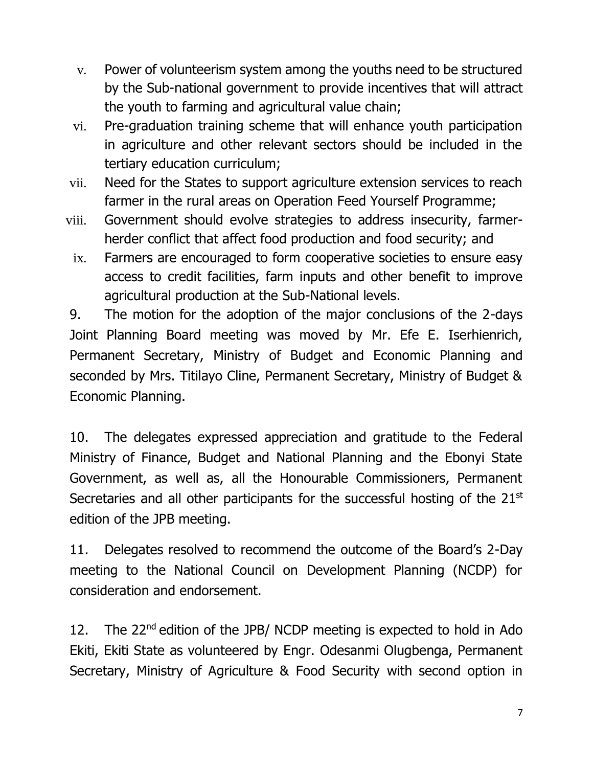v. Power of volunteerism system among the youths need to be structured by the Sub-national government to provide incentives that will attract the youth to farming and agricultural value chain;

vi. Pre-graduation training scheme that will enhance youth participation in agriculture and other relevant sectors should be included in the tertiary education curriculum;

vii. Need for the States to support agriculture extension services to reach farmer in the rural areas on Operation Feed Yourself Programme;

viii. Government should evolve strategies to address insecurity, farmer-herder conflict that affect food production and food security; and

ix. Farmers are encouraged to form cooperative societies to ensure easy access to credit facilities, farm inputs and other benefit to improve agricultural production at the Sub-National levels.

9. The motion for the adoption of the major conclusions of the 2-days Joint Planning Board meeting was moved by Mr. Efe E. Iserhienrich, Permanent Secretary, Ministry of Budget and Economic Planning and seconded by Mrs. Titilayo Cline, Permanent Secretary, Ministry of Budget & Economic Planning.

10. The delegates expressed appreciation and gratitude to the Federal Ministry of Finance, Budget and National Planning and the Ebonyi State Government, as well as, all the Honourable Commissioners, Permanent Secretaries and all other participants for the successful hosting of the 21st edition of the JPB meeting.

11. Delegates resolved to recommend the outcome of the Board's 2-Day meeting to the National Council on Development Planning (NCDP) for consideration and endorsement.

12. The 22nd edition of the JPB/ NCDP meeting is expected to hold in Ado Ekiti, Ekiti State as volunteered by Engr. Odesanmi Olugbenga, Permanent Secretary, Ministry of Agriculture & Food Security with second option in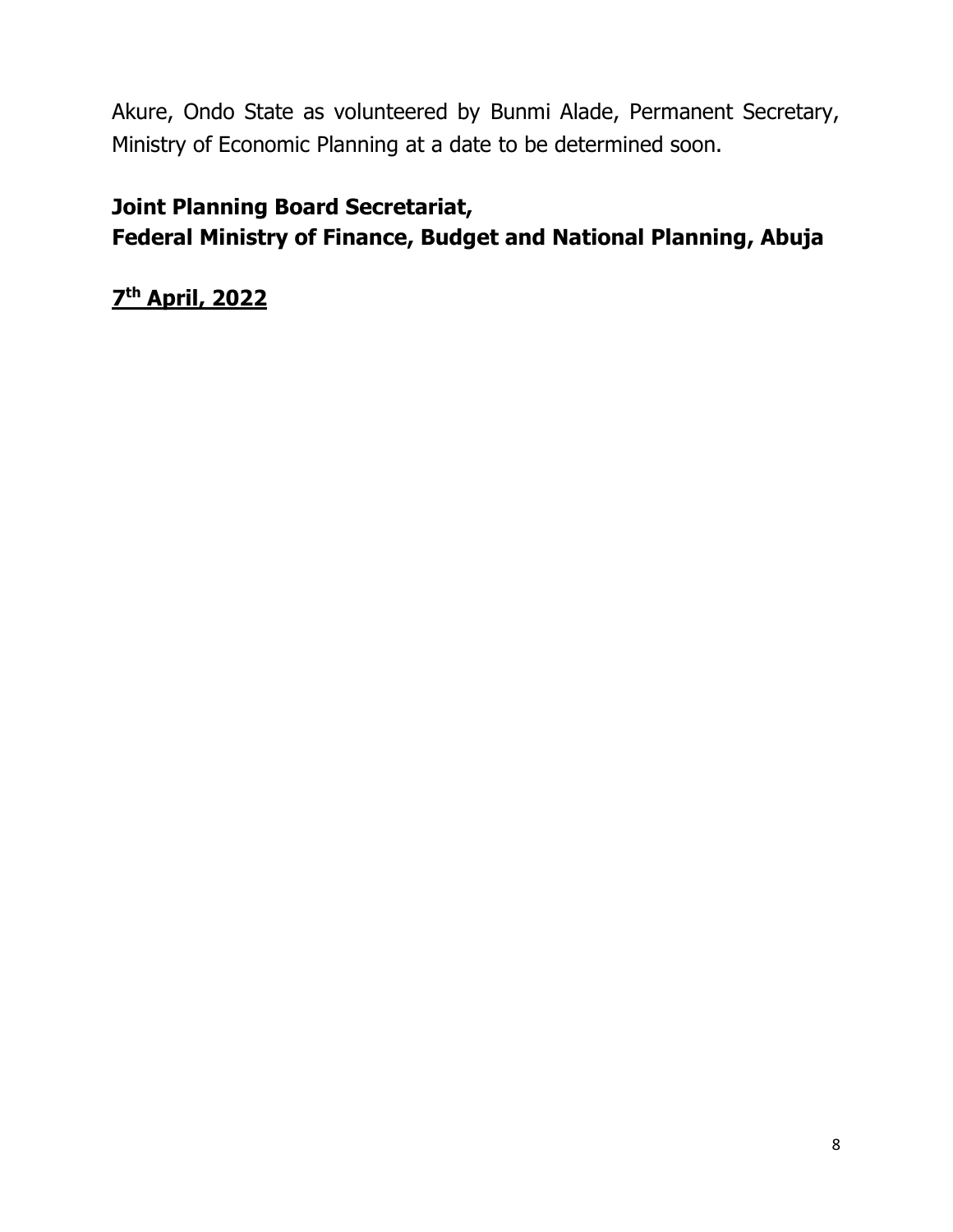Akure, Ondo State as volunteered by Bunmi Alade, Permanent Secretary, Ministry of Economic Planning at a date to be determined soon.

**Joint Planning Board Secretariat,**
**Federal Ministry of Finance, Budget and National Planning, Abuja**

**7th April, 2022**